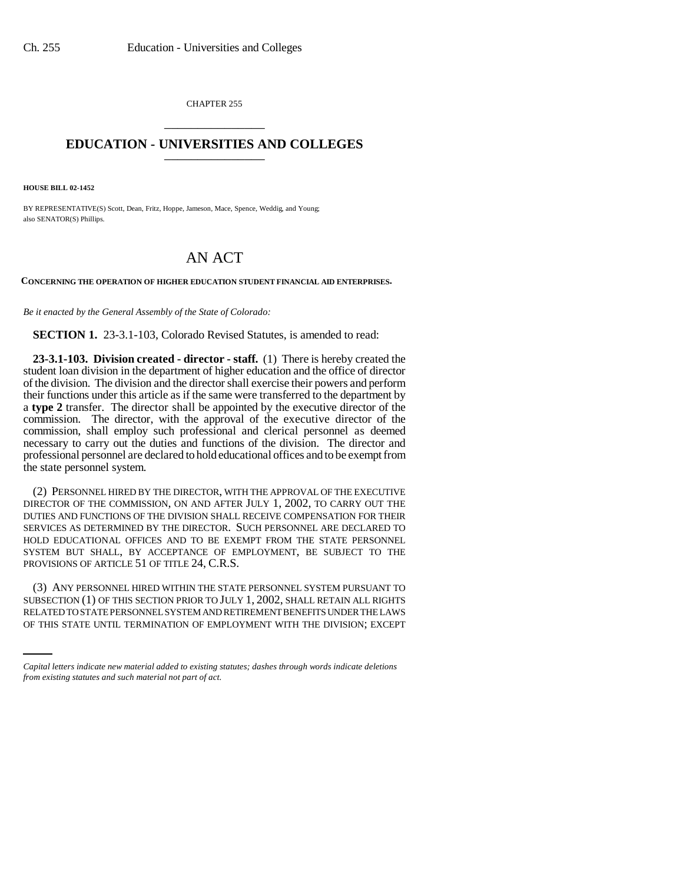CHAPTER 255

# EDUCATION - UNIVERSITIES AND COLLEGES

**HOUSE BILL 02-1452**

BY REPRESENTATIVE(S) Scott, Dean, Fritz, Hoppe, Jameson, Mace, Spence, Weddig, and Young;
also SENATOR(S) Phillips.

# AN ACT

**CONCERNING THE OPERATION OF HIGHER EDUCATION STUDENT FINANCIAL AID ENTERPRISES.**

*Be it enacted by the General Assembly of the State of Colorado:*

**SECTION 1.** 23-3.1-103, Colorado Revised Statutes, is amended to read:

**23-3.1-103. Division created - director - staff.** (1) There is hereby created the student loan division in the department of higher education and the office of director of the division. The division and the director shall exercise their powers and perform their functions under this article as if the same were transferred to the department by a **type 2** transfer. The director shall be appointed by the executive director of the commission. The director, with the approval of the executive director of the commission, shall employ such professional and clerical personnel as deemed necessary to carry out the duties and functions of the division. The director and professional personnel are declared to hold educational offices and to be exempt from the state personnel system.

(2) PERSONNEL HIRED BY THE DIRECTOR, WITH THE APPROVAL OF THE EXECUTIVE DIRECTOR OF THE COMMISSION, ON AND AFTER JULY 1, 2002, TO CARRY OUT THE DUTIES AND FUNCTIONS OF THE DIVISION SHALL RECEIVE COMPENSATION FOR THEIR SERVICES AS DETERMINED BY THE DIRECTOR. SUCH PERSONNEL ARE DECLARED TO HOLD EDUCATIONAL OFFICES AND TO BE EXEMPT FROM THE STATE PERSONNEL SYSTEM BUT SHALL, BY ACCEPTANCE OF EMPLOYMENT, BE SUBJECT TO THE PROVISIONS OF ARTICLE 51 OF TITLE 24, C.R.S.

(3) ANY PERSONNEL HIRED WITHIN THE STATE PERSONNEL SYSTEM PURSUANT TO SUBSECTION (1) OF THIS SECTION PRIOR TO JULY 1, 2002, SHALL RETAIN ALL RIGHTS RELATED TO STATE PERSONNEL SYSTEM AND RETIREMENT BENEFITS UNDER THE LAWS OF THIS STATE UNTIL TERMINATION OF EMPLOYMENT WITH THE DIVISION; EXCEPT

*Capital letters indicate new material added to existing statutes; dashes through words indicate deletions from existing statutes and such material not part of act.*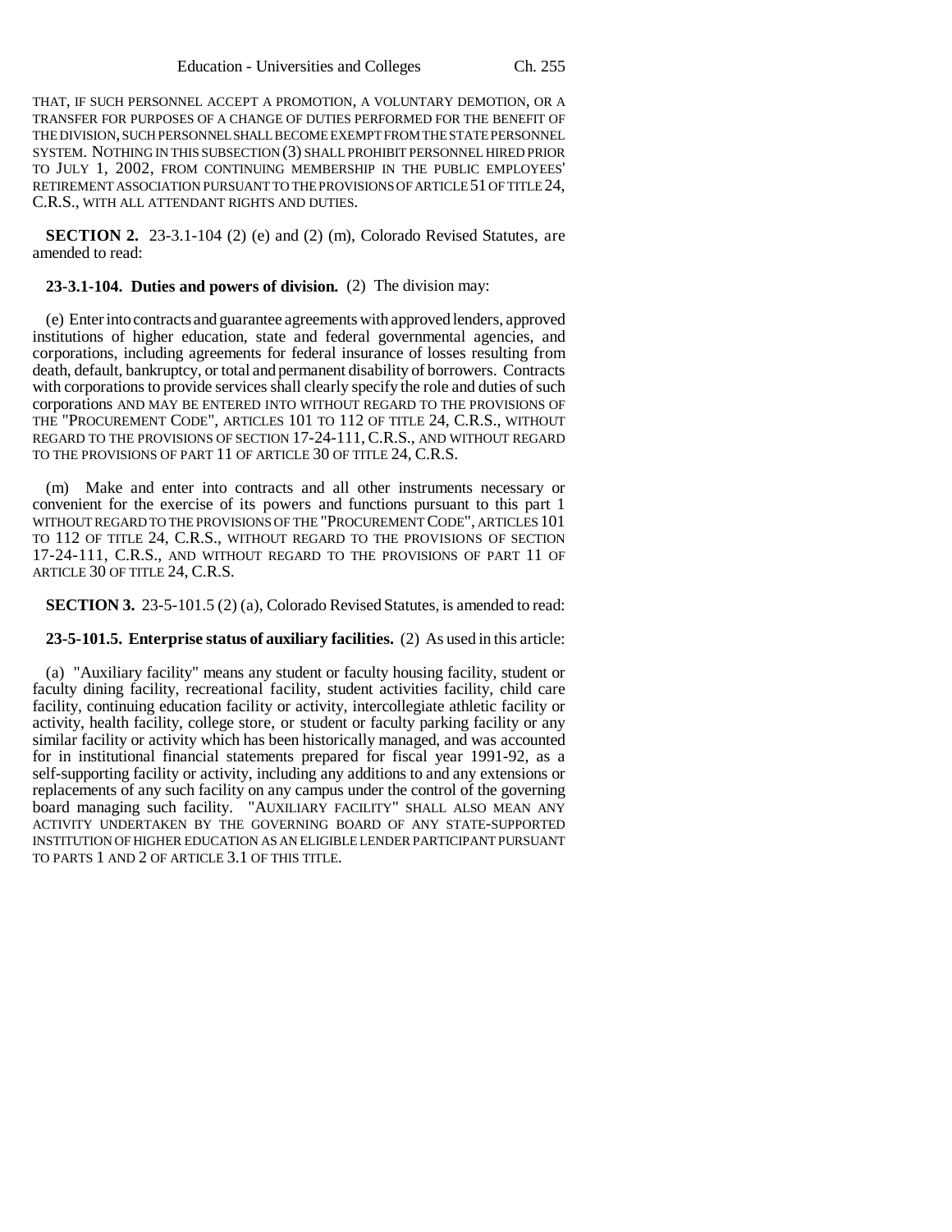THAT, IF SUCH PERSONNEL ACCEPT A PROMOTION, A VOLUNTARY DEMOTION, OR A TRANSFER FOR PURPOSES OF A CHANGE OF DUTIES PERFORMED FOR THE BENEFIT OF THE DIVISION, SUCH PERSONNEL SHALL BECOME EXEMPT FROM THE STATE PERSONNEL SYSTEM. NOTHING IN THIS SUBSECTION (3) SHALL PROHIBIT PERSONNEL HIRED PRIOR TO JULY 1, 2002, FROM CONTINUING MEMBERSHIP IN THE PUBLIC EMPLOYEES' RETIREMENT ASSOCIATION PURSUANT TO THE PROVISIONS OF ARTICLE 51 OF TITLE 24, C.R.S., WITH ALL ATTENDANT RIGHTS AND DUTIES.

**SECTION 2.** 23-3.1-104 (2) (e) and (2) (m), Colorado Revised Statutes, are amended to read:

**23-3.1-104. Duties and powers of division.** (2) The division may:

(e) Enter into contracts and guarantee agreements with approved lenders, approved institutions of higher education, state and federal governmental agencies, and corporations, including agreements for federal insurance of losses resulting from death, default, bankruptcy, or total and permanent disability of borrowers. Contracts with corporations to provide services shall clearly specify the role and duties of such corporations AND MAY BE ENTERED INTO WITHOUT REGARD TO THE PROVISIONS OF THE "PROCUREMENT CODE", ARTICLES 101 TO 112 OF TITLE 24, C.R.S., WITHOUT REGARD TO THE PROVISIONS OF SECTION 17-24-111, C.R.S., AND WITHOUT REGARD TO THE PROVISIONS OF PART 11 OF ARTICLE 30 OF TITLE 24, C.R.S.

(m) Make and enter into contracts and all other instruments necessary or convenient for the exercise of its powers and functions pursuant to this part 1 WITHOUT REGARD TO THE PROVISIONS OF THE "PROCUREMENT CODE", ARTICLES 101 TO 112 OF TITLE 24, C.R.S., WITHOUT REGARD TO THE PROVISIONS OF SECTION 17-24-111, C.R.S., AND WITHOUT REGARD TO THE PROVISIONS OF PART 11 OF ARTICLE 30 OF TITLE 24, C.R.S.

**SECTION 3.** 23-5-101.5 (2) (a), Colorado Revised Statutes, is amended to read:

**23-5-101.5. Enterprise status of auxiliary facilities.** (2) As used in this article:

(a) "Auxiliary facility" means any student or faculty housing facility, student or faculty dining facility, recreational facility, student activities facility, child care facility, continuing education facility or activity, intercollegiate athletic facility or activity, health facility, college store, or student or faculty parking facility or any similar facility or activity which has been historically managed, and was accounted for in institutional financial statements prepared for fiscal year 1991-92, as a self-supporting facility or activity, including any additions to and any extensions or replacements of any such facility on any campus under the control of the governing board managing such facility. "AUXILIARY FACILITY" SHALL ALSO MEAN ANY ACTIVITY UNDERTAKEN BY THE GOVERNING BOARD OF ANY STATE-SUPPORTED INSTITUTION OF HIGHER EDUCATION AS AN ELIGIBLE LENDER PARTICIPANT PURSUANT TO PARTS 1 AND 2 OF ARTICLE 3.1 OF THIS TITLE.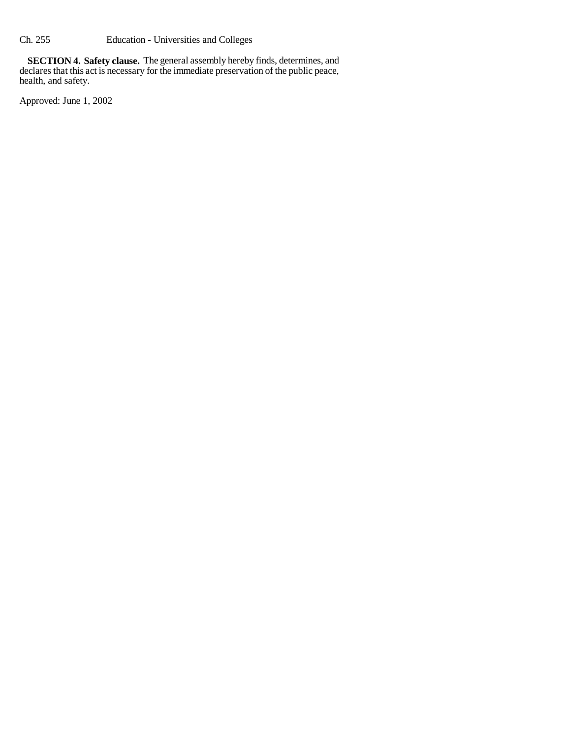**SECTION 4. Safety clause.** The general assembly hereby finds, determines, and declares that this act is necessary for the immediate preservation of the public peace, health, and safety.

Approved: June 1, 2002